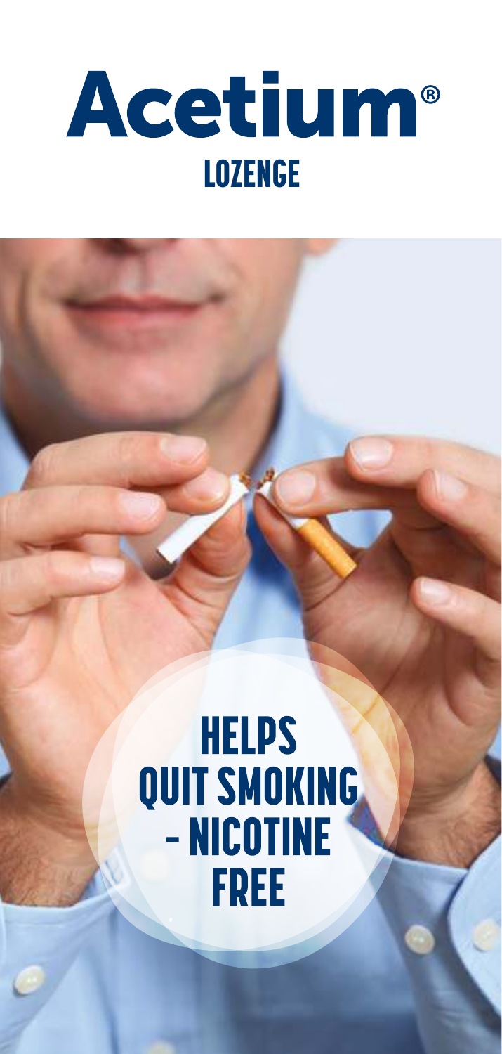# Acetium®

## LOZENGE

**HELPS QUIT SMOKING - NICOTINE FREE**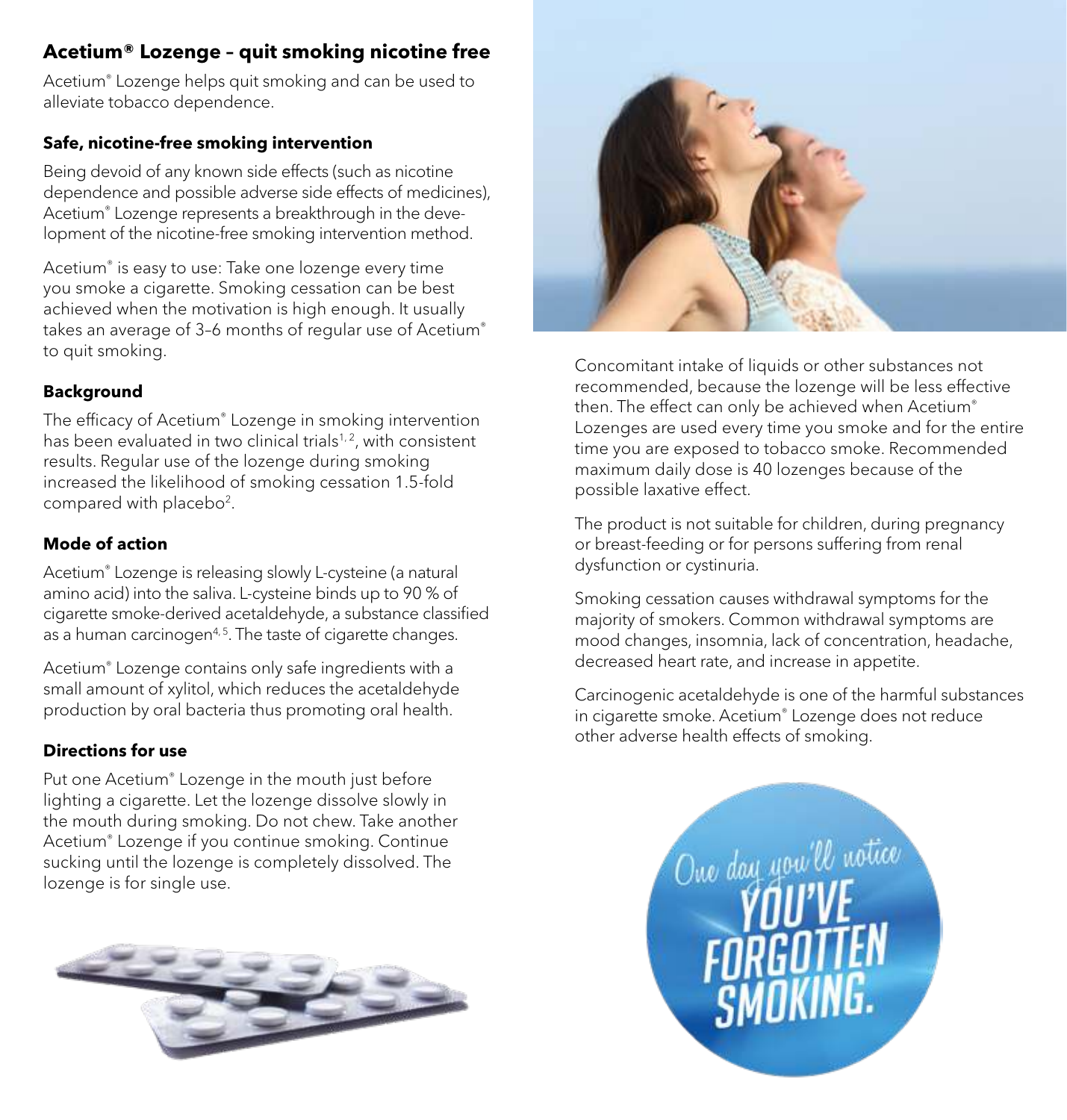## Acetium® Lozenge – quit smoking nicotine free

Acetium® Lozenge helps quit smoking and can be used to alleviate tobacco dependence.

### Safe, nicotine-free smoking intervention

Being devoid of any known side effects (such as nicotine dependence and possible adverse side effects of medicines), Acetium® Lozenge represents a breakthrough in the development of the nicotine-free smoking intervention method.

Acetium® is easy to use: Take one lozenge every time you smoke a cigarette. Smoking cessation can be best achieved when the motivation is high enough. It usually takes an average of 3–6 months of regular use of Acetium® to quit smoking.

### Background

The efficacy of Acetium® Lozenge in smoking intervention has been evaluated in two clinical trials[1, 2], with consistent results. Regular use of the lozenge during smoking increased the likelihood of smoking cessation 1.5-fold compared with placebo[2].

### Mode of action

Acetium® Lozenge is releasing slowly L-cysteine (a natural amino acid) into the saliva. L-cysteine binds up to 90 % of cigarette smoke-derived acetaldehyde, a substance classified as a human carcinogen[4, 5]. The taste of cigarette changes.

Acetium® Lozenge contains only safe ingredients with a small amount of xylitol, which reduces the acetaldehyde production by oral bacteria thus promoting oral health.

### Directions for use

Put one Acetium® Lozenge in the mouth just before lighting a cigarette. Let the lozenge dissolve slowly in the mouth during smoking. Do not chew. Take another Acetium® Lozenge if you continue smoking. Continue sucking until the lozenge is completely dissolved. The lozenge is for single use.

Concomitant intake of liquids or other substances not recommended, because the lozenge will be less effective then. The effect can only be achieved when Acetium® Lozenges are used every time you smoke and for the entire time you are exposed to tobacco smoke. Recommended maximum daily dose is 40 lozenges because of the possible laxative effect.

The product is not suitable for children, during pregnancy or breast-feeding or for persons suffering from renal dysfunction or cystinuria.

Smoking cessation causes withdrawal symptoms for the majority of smokers. Common withdrawal symptoms are mood changes, insomnia, lack of concentration, headache, decreased heart rate, and increase in appetite.

Carcinogenic acetaldehyde is one of the harmful substances in cigarette smoke. Acetium® Lozenge does not reduce other adverse health effects of smoking.

One day you'll notice YOU'VE FORGOTTEN SMOKING.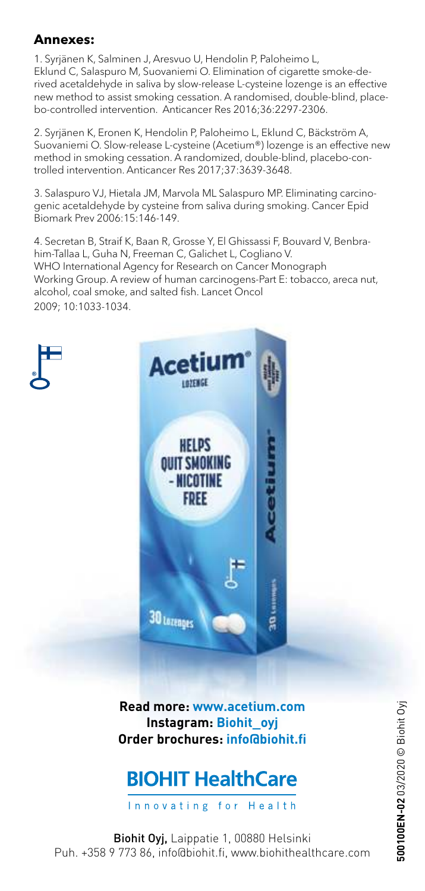## Annexes:

1. Syrjänen K, Salminen J, Aresvuo U, Hendolin P, Paloheimo L, Eklund C, Salaspuro M, Suovaniemi O. Elimination of cigarette smoke-derived acetaldehyde in saliva by slow-release L-cysteine lozenge is an effective new method to assist smoking cessation. A randomised, double-blind, placebo-controlled intervention. Anticancer Res 2016;36:2297-2306.

2. Syrjänen K, Eronen K, Hendolin P, Paloheimo L, Eklund C, Bäckström A, Suovaniemi O. Slow-release L-cysteine (Acetium®) lozenge is an effective new method in smoking cessation. A randomized, double-blind, placebo-controlled intervention. Anticancer Res 2017;37:3639-3648.

3. Salaspuro VJ, Hietala JM, Marvola ML Salaspuro MP. Eliminating carcinogenic acetaldehyde by cysteine from saliva during smoking. Cancer Epid Biomark Prev 2006:15:146-149.

4. Secretan B, Straif K, Baan R, Grosse Y, El Ghissassi F, Bouvard V, Benbrahim-Tallaa L, Guha N, Freeman C, Galichet L, Cogliano V. WHO International Agency for Research on Cancer Monograph Working Group. A review of human carcinogens-Part E: tobacco, areca nut, alcohol, coal smoke, and salted fish. Lancet Oncol 2009; 10:1033-1034.

**Read more: www.acetium.com**
**Instagram: Biohit_oyj**
**Order brochures: info@biohit.fi**

**BIOHIT HealthCare**

Innovating for Health

**Biohit Oyj,** Laippatie 1, 00880 Helsinki
Puh. +358 9 773 86, info@biohit.fi, www.biohithealthcare.com

**500100EN-02** 03/2020 © Biohit Oyj